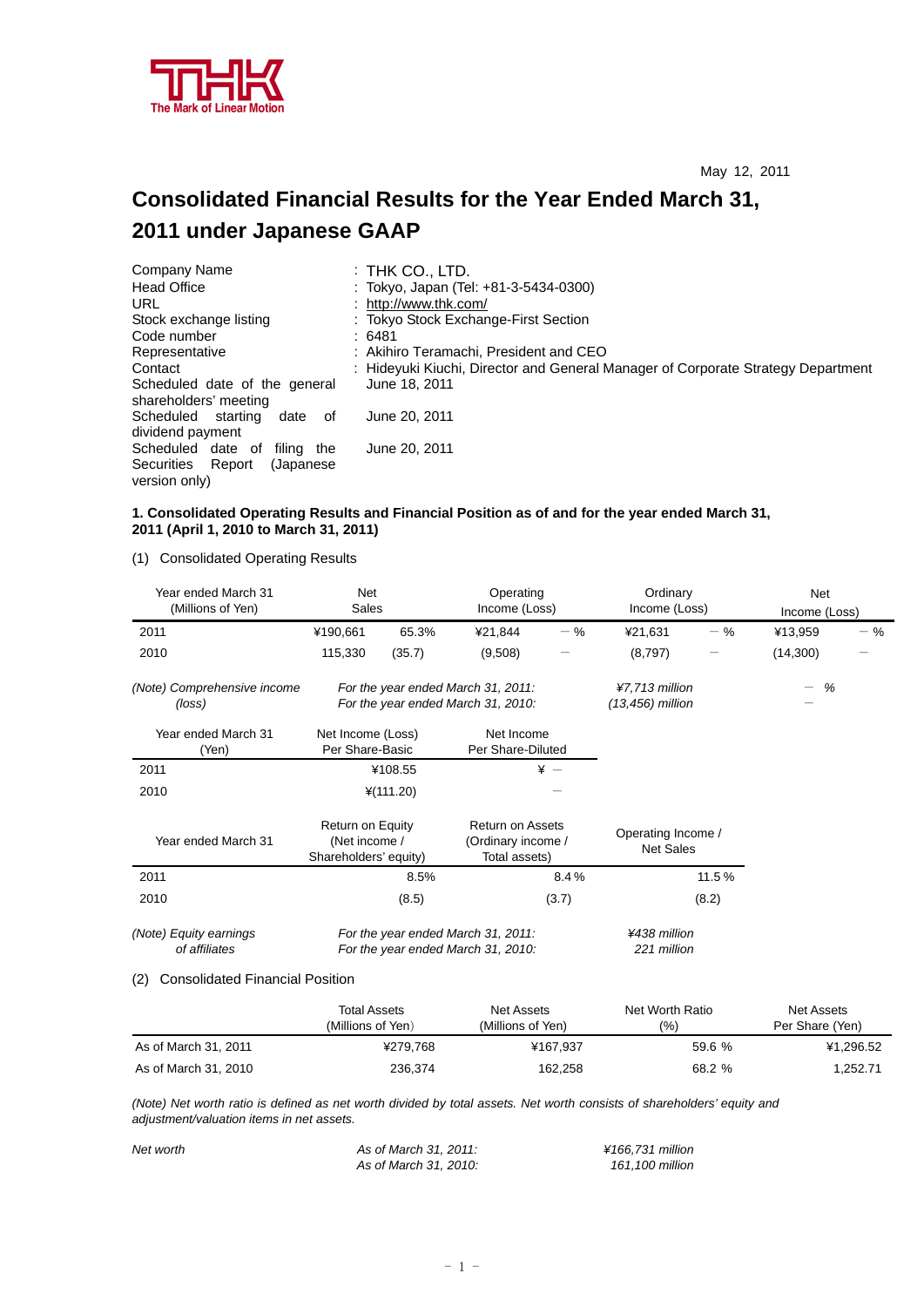THK
The Mark of Linear Motion

May 12, 2011

# Consolidated Financial Results for the Year Ended March 31, 2011 under Japanese GAAP

| | |
|---|---|
| Company Name | : THK CO., LTD. |
| Head Office | : Tokyo, Japan (Tel: +81-3-5434-0300) |
| URL | : http://www.thk.com/ |
| Stock exchange listing | : Tokyo Stock Exchange-First Section |
| Code number | : 6481 |
| Representative | : Akihiro Teramachi, President and CEO |
| Contact | : Hideyuki Kiuchi, Director and General Manager of Corporate Strategy Department |
| Scheduled date of the general shareholders' meeting | June 18, 2011 |
| Scheduled starting date of dividend payment | June 20, 2011 |
| Scheduled date of filing the Securities Report (Japanese version only) | June 20, 2011 |

### 1. Consolidated Operating Results and Financial Position as of and for the year ended March 31, 2011 (April 1, 2010 to March 31, 2011)

(1) Consolidated Operating Results

| Year ended March 31 (Millions of Yen) | Net Sales | | Operating Income (Loss) | | Ordinary Income (Loss) | | Net Income (Loss) | |
|---|---|---|---|---|---|---|---|---|
| 2011 | ¥190,661 | 65.3% | ¥21,844 | − % | ¥21,631 | − % | ¥13,959 | − % |
| 2010 | 115,330 | (35.7) | (9,508) | − | (8,797) | − | (14,300) | − |

*(Note) Comprehensive income (loss)* | *For the year ended March 31, 2011:* *¥7,713 million* − % | *For the year ended March 31, 2010:* *(13,456) million* −

| Year ended March 31 (Yen) | Net Income (Loss) Per Share-Basic | Net Income Per Share-Diluted |
|---|---|---|
| 2011 | ¥108.55 | ¥ − |
| 2010 | ¥(111.20) | − |

| Year ended March 31 | Return on Equity (Net income / Shareholders' equity) | Return on Assets (Ordinary income / Total assets) | Operating Income / Net Sales |
|---|---|---|---|
| 2011 | 8.5% | 8.4 % | 11.5 % |
| 2010 | (8.5) | (3.7) | (8.2) |

*(Note) Equity earnings of affiliates* | *For the year ended March 31, 2011:* *¥438 million* | *For the year ended March 31, 2010:* *221 million*

(2) Consolidated Financial Position

| | Total Assets (Millions of Yen) | Net Assets (Millions of Yen) | Net Worth Ratio (%) | Net Assets Per Share (Yen) |
|---|---|---|---|---|
| As of March 31, 2011 | ¥279,768 | ¥167,937 | 59.6 % | ¥1,296.52 |
| As of March 31, 2010 | 236,374 | 162,258 | 68.2 % | 1,252.71 |

*(Note) Net worth ratio is defined as net worth divided by total assets. Net worth consists of shareholders' equity and adjustment/valuation items in net assets.*

*Net worth* | *As of March 31, 2011:* *¥166,731 million* | *As of March 31, 2010:* *161,100 million*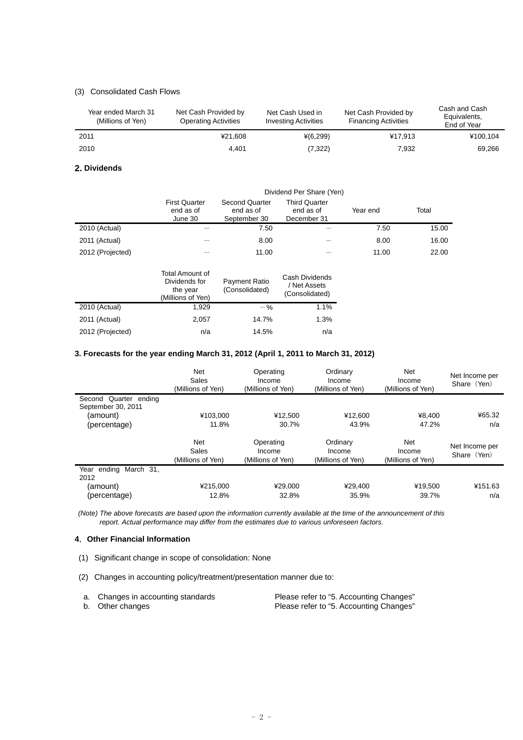(3) Consolidated Cash Flows

| Year ended March 31 (Millions of Yen) | Net Cash Provided by Operating Activities | Net Cash Used in Investing Activities | Net Cash Provided by Financing Activities | Cash and Cash Equivalents, End of Year |
|---|---|---|---|---|
| 2011 | ¥21,608 | ¥(6,299) | ¥17,913 | ¥100,104 |
| 2010 | 4,401 | (7,322) | 7,932 | 69,266 |

## 2. Dividends

| | Dividend Per Share (Yen) | | | | |
|---|---|---|---|---|---|
| | First Quarter end as of June 30 | Second Quarter end as of September 30 | Third Quarter end as of December 31 | Year end | Total |
| 2010 (Actual) | — | 7.50 | — | 7.50 | 15.00 |
| 2011 (Actual) | — | 8.00 | — | 8.00 | 16.00 |
| 2012 (Projected) | — | 11.00 | — | 11.00 | 22.00 |

| | Total Amount of Dividends for the year (Millions of Yen) | Payment Ratio (Consolidated) | Cash Dividends / Net Assets (Consolidated) |
|---|---|---|---|
| 2010 (Actual) | 1,929 | －% | 1.1% |
| 2011 (Actual) | 2,057 | 14.7% | 1.3% |
| 2012 (Projected) | n/a | 14.5% | n/a |

## 3. Forecasts for the year ending March 31, 2012 (April 1, 2011 to March 31, 2012)

| | Net Sales (Millions of Yen) | Operating Income (Millions of Yen) | Ordinary Income (Millions of Yen) | Net Income (Millions of Yen) | Net Income per Share（Yen） |
|---|---|---|---|---|---|
| Second Quarter ending September 30, 2011 | | | | | |
| (amount) | ¥103,000 | ¥12,500 | ¥12,600 | ¥8,400 | ¥65.32 |
| (percentage) | 11.8% | 30.7% | 43.9% | 47.2% | n/a |

| | Net Sales (Millions of Yen) | Operating Income (Millions of Yen) | Ordinary Income (Millions of Yen) | Net Income (Millions of Yen) | Net Income per Share（Yen） |
|---|---|---|---|---|---|
| Year ending March 31, 2012 | | | | | |
| (amount) | ¥215,000 | ¥29,000 | ¥29,400 | ¥19,500 | ¥151.63 |
| (percentage) | 12.8% | 32.8% | 35.9% | 39.7% | n/a |

*(Note) The above forecasts are based upon the information currently available at the time of the announcement of this report. Actual performance may differ from the estimates due to various unforeseen factors.*

## 4. Other Financial Information

(1) Significant change in scope of consolidation: None

(2) Changes in accounting policy/treatment/presentation manner due to:

a. Changes in accounting standards — Please refer to “5. Accounting Changes”
b. Other changes — Please refer to “5. Accounting Changes”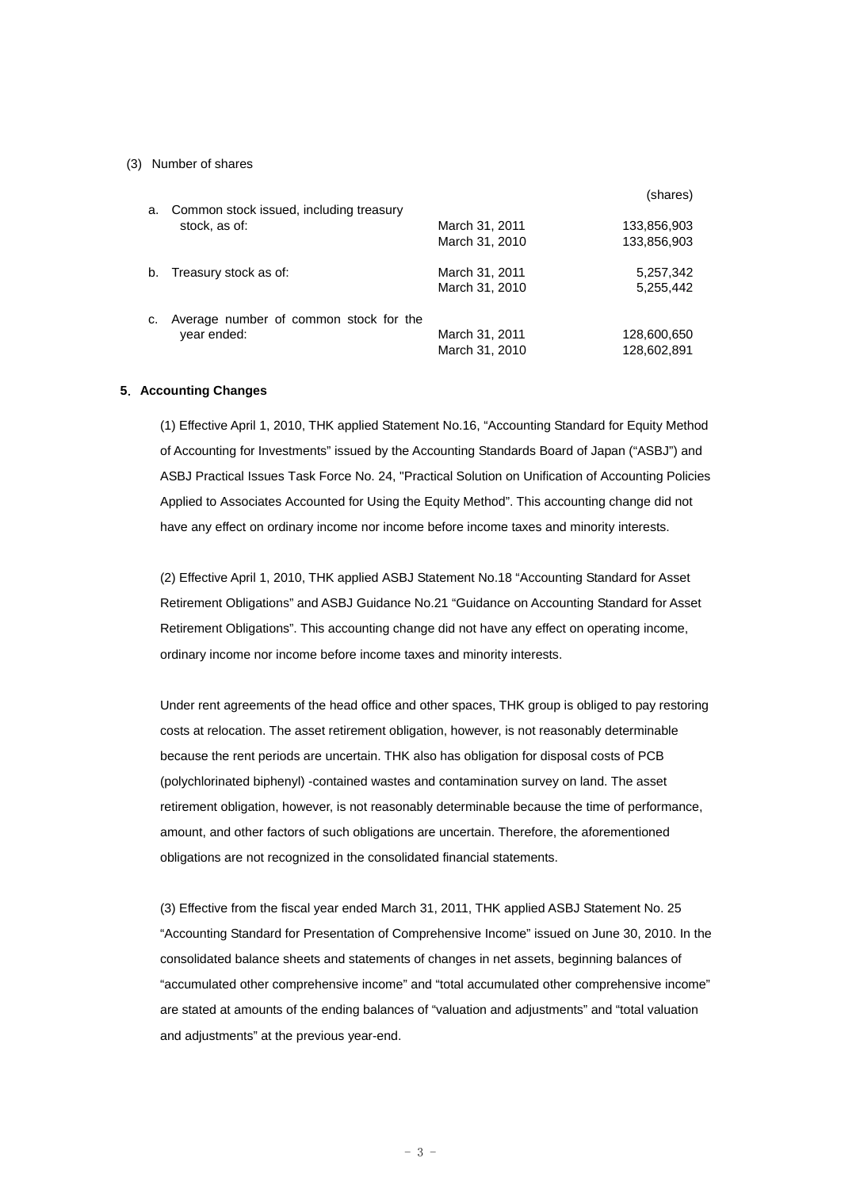(3) Number of shares

| | | (shares) |
|---|---|---|
| a. Common stock issued, including treasury stock, as of: | March 31, 2011 | 133,856,903 |
| | March 31, 2010 | 133,856,903 |
| b. Treasury stock as of: | March 31, 2011 | 5,257,342 |
| | March 31, 2010 | 5,255,442 |
| c. Average number of common stock for the year ended: | March 31, 2011 | 128,600,650 |
| | March 31, 2010 | 128,602,891 |

**5. Accounting Changes**

(1) Effective April 1, 2010, THK applied Statement No.16, "Accounting Standard for Equity Method of Accounting for Investments" issued by the Accounting Standards Board of Japan ("ASBJ") and ASBJ Practical Issues Task Force No. 24, "Practical Solution on Unification of Accounting Policies Applied to Associates Accounted for Using the Equity Method". This accounting change did not have any effect on ordinary income nor income before income taxes and minority interests.

(2) Effective April 1, 2010, THK applied ASBJ Statement No.18 "Accounting Standard for Asset Retirement Obligations" and ASBJ Guidance No.21 "Guidance on Accounting Standard for Asset Retirement Obligations". This accounting change did not have any effect on operating income, ordinary income nor income before income taxes and minority interests.

Under rent agreements of the head office and other spaces, THK group is obliged to pay restoring costs at relocation. The asset retirement obligation, however, is not reasonably determinable because the rent periods are uncertain. THK also has obligation for disposal costs of PCB (polychlorinated biphenyl) -contained wastes and contamination survey on land. The asset retirement obligation, however, is not reasonably determinable because the time of performance, amount, and other factors of such obligations are uncertain. Therefore, the aforementioned obligations are not recognized in the consolidated financial statements.

(3) Effective from the fiscal year ended March 31, 2011, THK applied ASBJ Statement No. 25 "Accounting Standard for Presentation of Comprehensive Income" issued on June 30, 2010. In the consolidated balance sheets and statements of changes in net assets, beginning balances of "accumulated other comprehensive income" and "total accumulated other comprehensive income" are stated at amounts of the ending balances of "valuation and adjustments" and "total valuation and adjustments" at the previous year-end.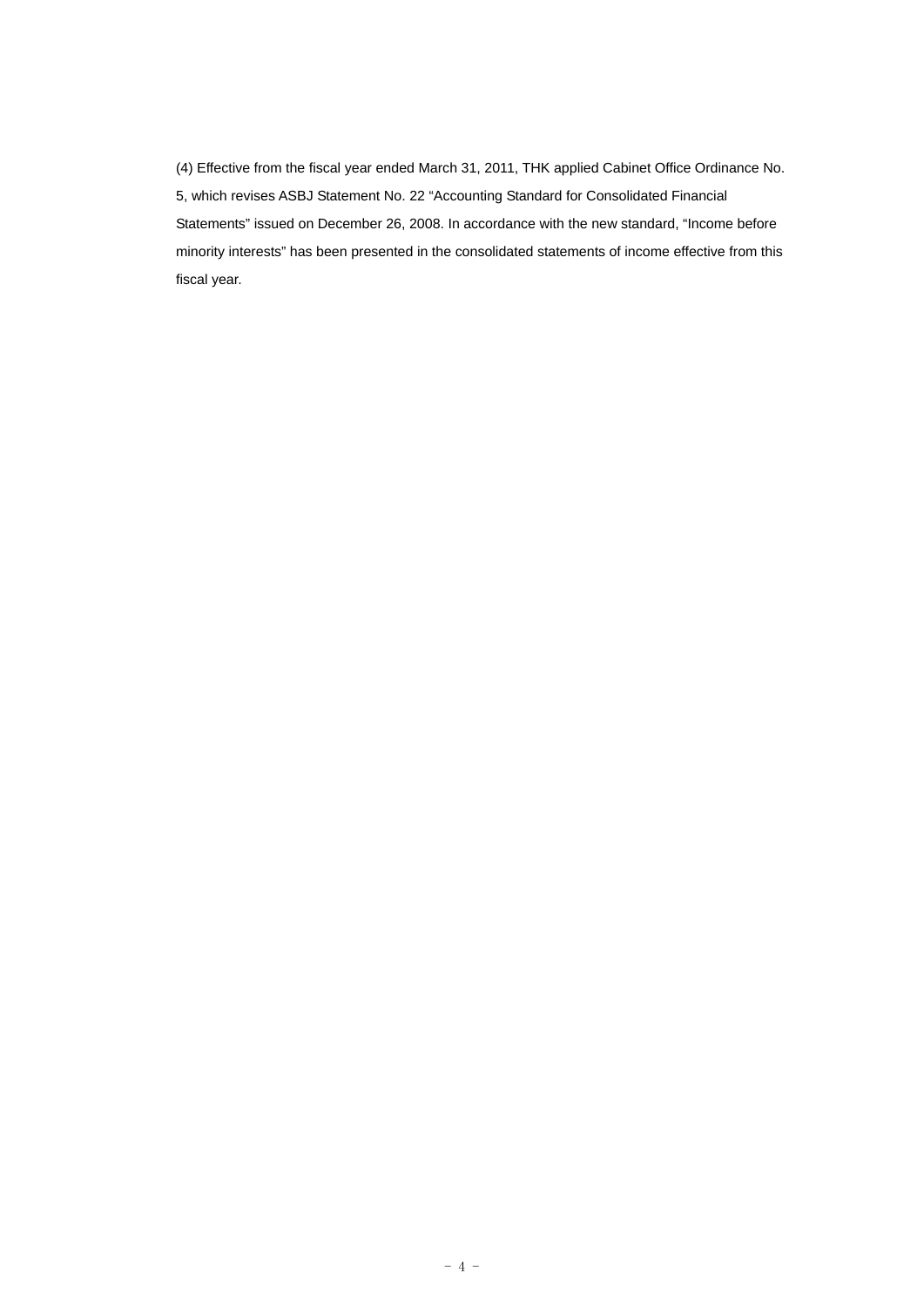(4) Effective from the fiscal year ended March 31, 2011, THK applied Cabinet Office Ordinance No. 5, which revises ASBJ Statement No. 22 “Accounting Standard for Consolidated Financial Statements” issued on December 26, 2008. In accordance with the new standard, “Income before minority interests” has been presented in the consolidated statements of income effective from this fiscal year.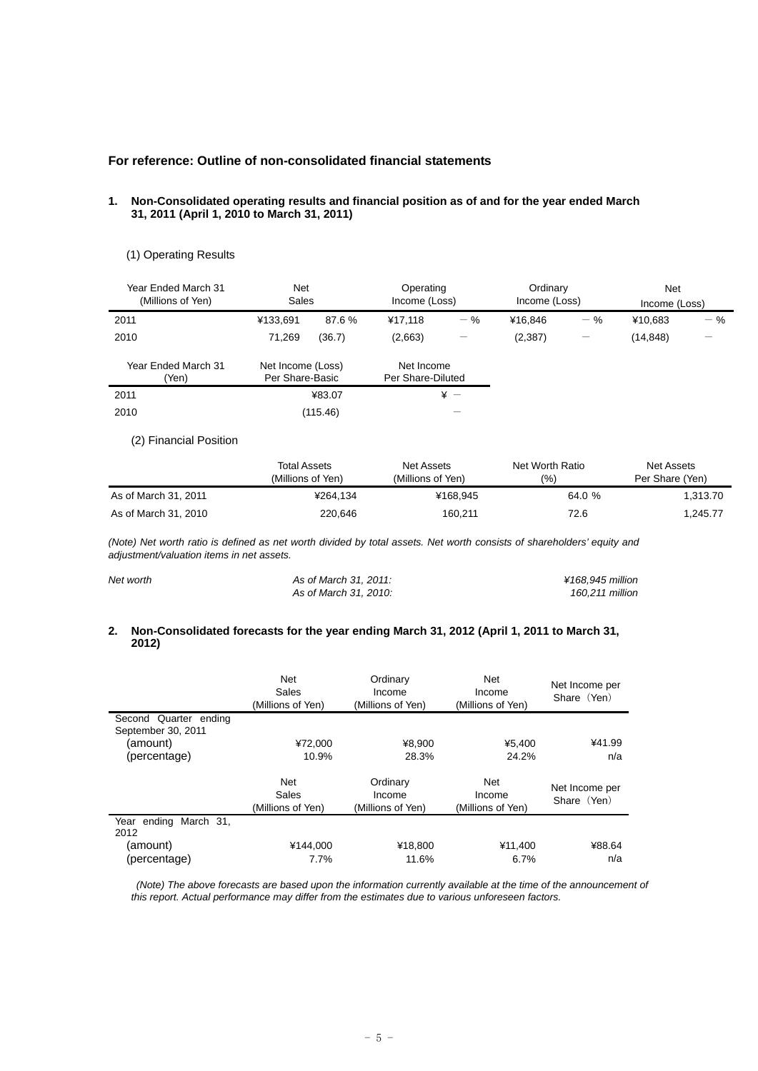### For reference: Outline of non-consolidated financial statements

#### 1. Non-Consolidated operating results and financial position as of and for the year ended March 31, 2011 (April 1, 2010 to March 31, 2011)

(1) Operating Results

| Year Ended March 31 (Millions of Yen) | Net Sales | | Operating Income (Loss) | | Ordinary Income (Loss) | | Net Income (Loss) | |
|---|---|---|---|---|---|---|---|---|
| 2011 | ¥133,691 | 87.6 % | ¥17,118 | － % | ¥16,846 | － % | ¥10,683 | － % |
| 2010 | 71,269 | (36.7) | (2,663) | － | (2,387) | － | (14,848) | － |

| Year Ended March 31 (Yen) | Net Income (Loss) Per Share-Basic | Net Income Per Share-Diluted |
|---|---|---|
| 2011 | ¥83.07 | ¥ － |
| 2010 | (115.46) | － |

(2) Financial Position

| | Total Assets (Millions of Yen) | Net Assets (Millions of Yen) | Net Worth Ratio (%) | Net Assets Per Share (Yen) |
|---|---|---|---|---|
| As of March 31, 2011 | ¥264,134 | ¥168,945 | 64.0 % | 1,313.70 |
| As of March 31, 2010 | 220,646 | 160,211 | 72.6 | 1,245.77 |

*(Note) Net worth ratio is defined as net worth divided by total assets. Net worth consists of shareholders' equity and adjustment/valuation items in net assets.*

| *Net worth* | *As of March 31, 2011:* | *¥168,945 million* |
|---|---|---|
| | *As of March 31, 2010:* | *160,211 million* |

#### 2. Non-Consolidated forecasts for the year ending March 31, 2012 (April 1, 2011 to March 31, 2012)

| | Net Sales (Millions of Yen) | Ordinary Income (Millions of Yen) | Net Income (Millions of Yen) | Net Income per Share（Yen） |
|---|---|---|---|---|
| Second Quarter ending September 30, 2011 | | | | |
| (amount) | ¥72,000 | ¥8,900 | ¥5,400 | ¥41.99 |
| (percentage) | 10.9% | 28.3% | 24.2% | n/a |

| | Net Sales (Millions of Yen) | Ordinary Income (Millions of Yen) | Net Income (Millions of Yen) | Net Income per Share（Yen） |
|---|---|---|---|---|
| Year ending March 31, 2012 | | | | |
| (amount) | ¥144,000 | ¥18,800 | ¥11,400 | ¥88.64 |
| (percentage) | 7.7% | 11.6% | 6.7% | n/a |

*(Note) The above forecasts are based upon the information currently available at the time of the announcement of this report. Actual performance may differ from the estimates due to various unforeseen factors.*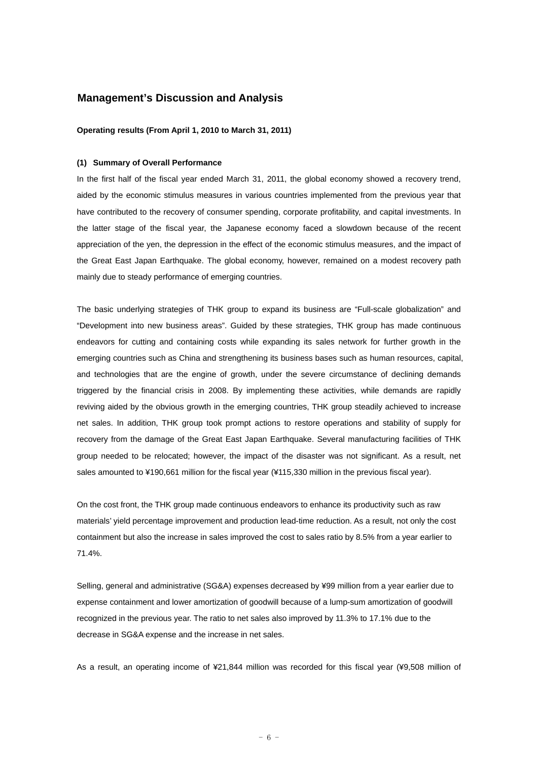## Management's Discussion and Analysis

**Operating results (From April 1, 2010 to March 31, 2011)**

**(1) Summary of Overall Performance**

In the first half of the fiscal year ended March 31, 2011, the global economy showed a recovery trend, aided by the economic stimulus measures in various countries implemented from the previous year that have contributed to the recovery of consumer spending, corporate profitability, and capital investments. In the latter stage of the fiscal year, the Japanese economy faced a slowdown because of the recent appreciation of the yen, the depression in the effect of the economic stimulus measures, and the impact of the Great East Japan Earthquake. The global economy, however, remained on a modest recovery path mainly due to steady performance of emerging countries.

The basic underlying strategies of THK group to expand its business are "Full-scale globalization" and "Development into new business areas". Guided by these strategies, THK group has made continuous endeavors for cutting and containing costs while expanding its sales network for further growth in the emerging countries such as China and strengthening its business bases such as human resources, capital, and technologies that are the engine of growth, under the severe circumstance of declining demands triggered by the financial crisis in 2008. By implementing these activities, while demands are rapidly reviving aided by the obvious growth in the emerging countries, THK group steadily achieved to increase net sales. In addition, THK group took prompt actions to restore operations and stability of supply for recovery from the damage of the Great East Japan Earthquake. Several manufacturing facilities of THK group needed to be relocated; however, the impact of the disaster was not significant. As a result, net sales amounted to ¥190,661 million for the fiscal year (¥115,330 million in the previous fiscal year).

On the cost front, the THK group made continuous endeavors to enhance its productivity such as raw materials' yield percentage improvement and production lead-time reduction. As a result, not only the cost containment but also the increase in sales improved the cost to sales ratio by 8.5% from a year earlier to 71.4%.

Selling, general and administrative (SG&A) expenses decreased by ¥99 million from a year earlier due to expense containment and lower amortization of goodwill because of a lump-sum amortization of goodwill recognized in the previous year. The ratio to net sales also improved by 11.3% to 17.1% due to the decrease in SG&A expense and the increase in net sales.

As a result, an operating income of ¥21,844 million was recorded for this fiscal year (¥9,508 million of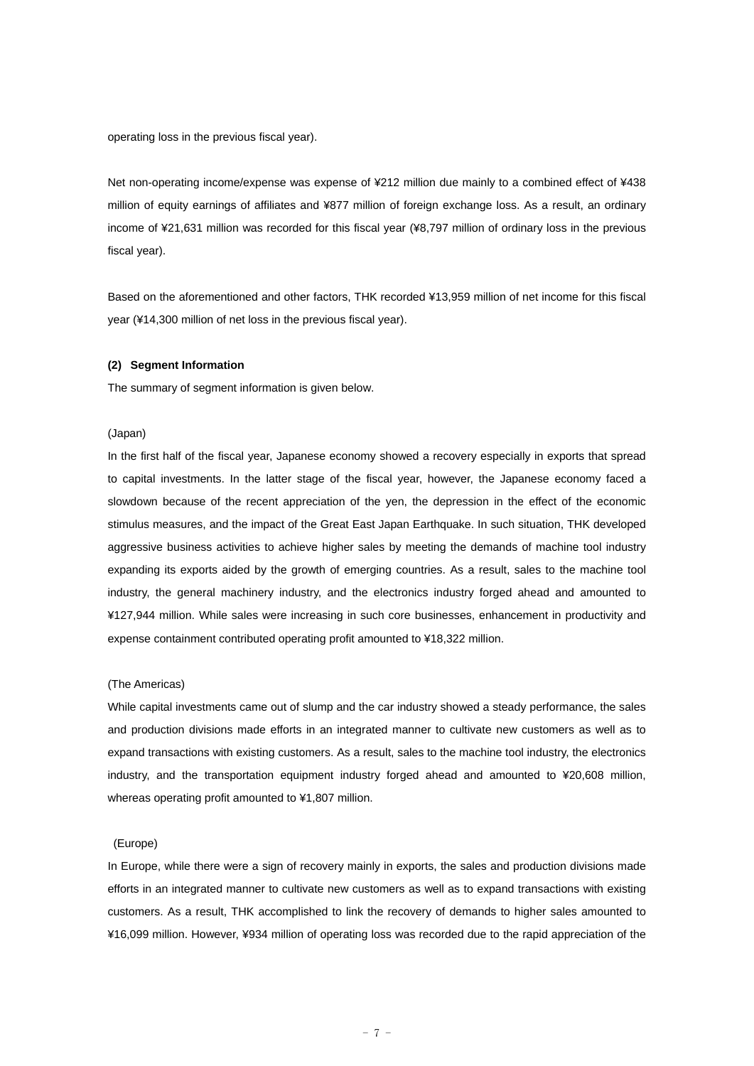operating loss in the previous fiscal year).

Net non-operating income/expense was expense of ¥212 million due mainly to a combined effect of ¥438 million of equity earnings of affiliates and ¥877 million of foreign exchange loss. As a result, an ordinary income of ¥21,631 million was recorded for this fiscal year (¥8,797 million of ordinary loss in the previous fiscal year).

Based on the aforementioned and other factors, THK recorded ¥13,959 million of net income for this fiscal year (¥14,300 million of net loss in the previous fiscal year).

**(2) Segment Information**

The summary of segment information is given below.

(Japan)

In the first half of the fiscal year, Japanese economy showed a recovery especially in exports that spread to capital investments. In the latter stage of the fiscal year, however, the Japanese economy faced a slowdown because of the recent appreciation of the yen, the depression in the effect of the economic stimulus measures, and the impact of the Great East Japan Earthquake. In such situation, THK developed aggressive business activities to achieve higher sales by meeting the demands of machine tool industry expanding its exports aided by the growth of emerging countries. As a result, sales to the machine tool industry, the general machinery industry, and the electronics industry forged ahead and amounted to ¥127,944 million. While sales were increasing in such core businesses, enhancement in productivity and expense containment contributed operating profit amounted to ¥18,322 million.

(The Americas)

While capital investments came out of slump and the car industry showed a steady performance, the sales and production divisions made efforts in an integrated manner to cultivate new customers as well as to expand transactions with existing customers. As a result, sales to the machine tool industry, the electronics industry, and the transportation equipment industry forged ahead and amounted to ¥20,608 million, whereas operating profit amounted to ¥1,807 million.

(Europe)

In Europe, while there were a sign of recovery mainly in exports, the sales and production divisions made efforts in an integrated manner to cultivate new customers as well as to expand transactions with existing customers. As a result, THK accomplished to link the recovery of demands to higher sales amounted to ¥16,099 million. However, ¥934 million of operating loss was recorded due to the rapid appreciation of the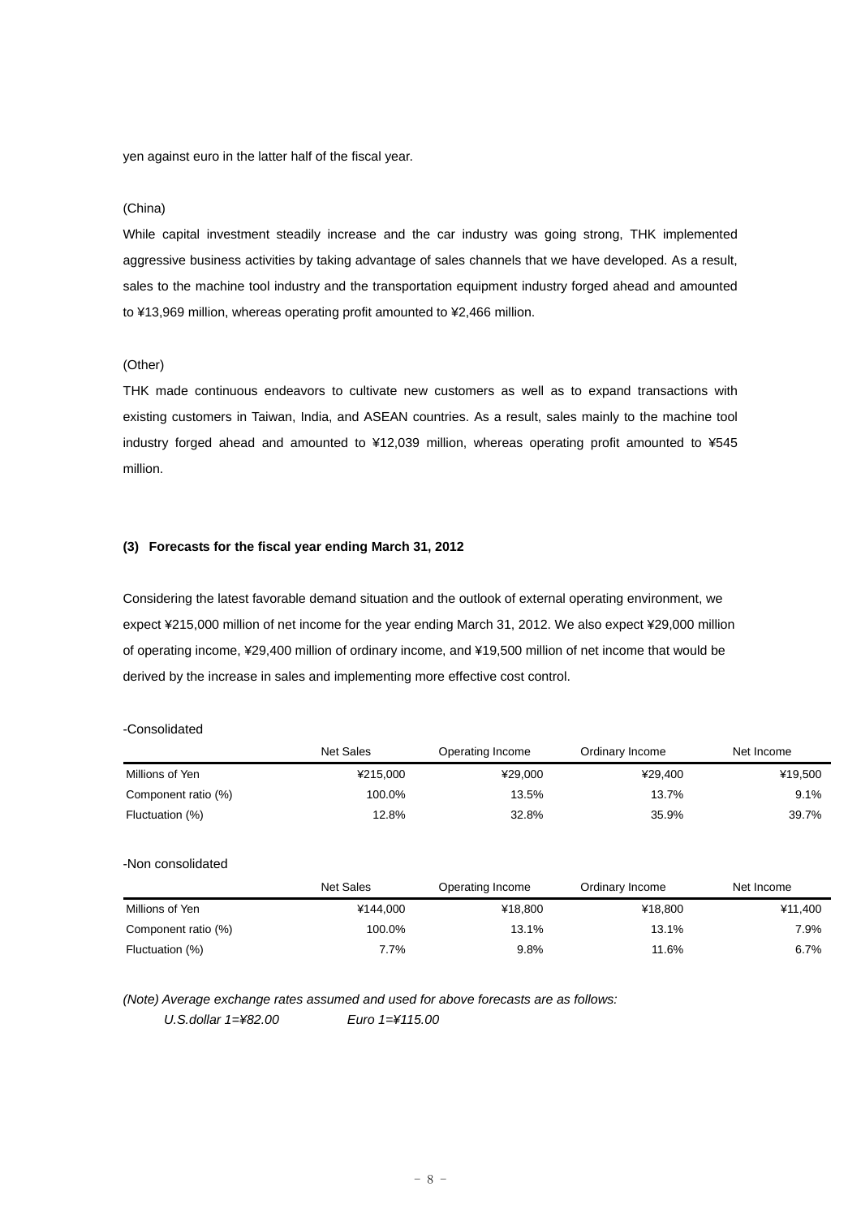yen against euro in the latter half of the fiscal year.

(China)

While capital investment steadily increase and the car industry was going strong, THK implemented aggressive business activities by taking advantage of sales channels that we have developed. As a result, sales to the machine tool industry and the transportation equipment industry forged ahead and amounted to ¥13,969 million, whereas operating profit amounted to ¥2,466 million.

(Other)

THK made continuous endeavors to cultivate new customers as well as to expand transactions with existing customers in Taiwan, India, and ASEAN countries. As a result, sales mainly to the machine tool industry forged ahead and amounted to ¥12,039 million, whereas operating profit amounted to ¥545 million.

### (3) Forecasts for the fiscal year ending March 31, 2012

Considering the latest favorable demand situation and the outlook of external operating environment, we expect ¥215,000 million of net income for the year ending March 31, 2012. We also expect ¥29,000 million of operating income, ¥29,400 million of ordinary income, and ¥19,500 million of net income that would be derived by the increase in sales and implementing more effective cost control.

-Consolidated

| | Net Sales | Operating Income | Ordinary Income | Net Income |
|---|---|---|---|---|
| Millions of Yen | ¥215,000 | ¥29,000 | ¥29,400 | ¥19,500 |
| Component ratio (%) | 100.0% | 13.5% | 13.7% | 9.1% |
| Fluctuation (%) | 12.8% | 32.8% | 35.9% | 39.7% |

-Non consolidated

| | Net Sales | Operating Income | Ordinary Income | Net Income |
|---|---|---|---|---|
| Millions of Yen | ¥144,000 | ¥18,800 | ¥18,800 | ¥11,400 |
| Component ratio (%) | 100.0% | 13.1% | 13.1% | 7.9% |
| Fluctuation (%) | 7.7% | 9.8% | 11.6% | 6.7% |

*(Note) Average exchange rates assumed and used for above forecasts are as follows:*

*U.S.dollar 1=¥82.00 Euro 1=¥115.00*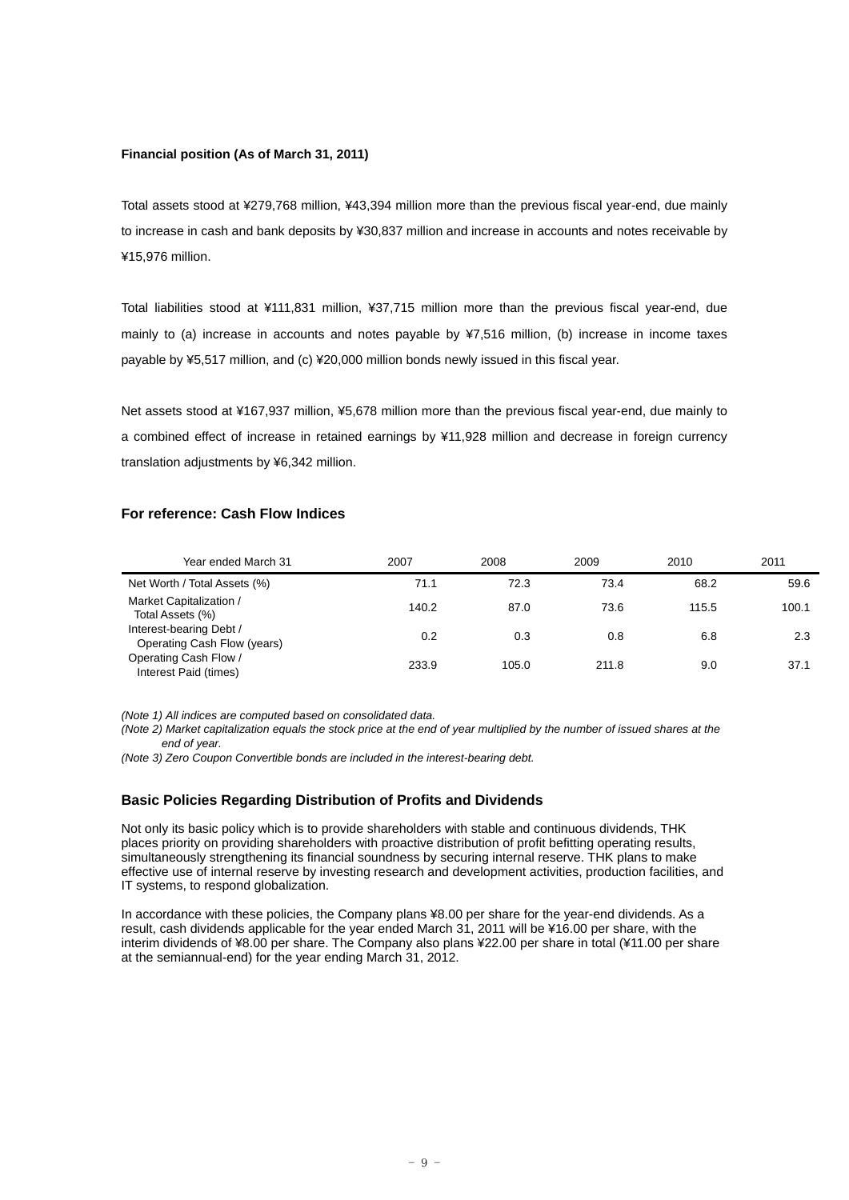**Financial position (As of March 31, 2011)**

Total assets stood at ¥279,768 million, ¥43,394 million more than the previous fiscal year-end, due mainly to increase in cash and bank deposits by ¥30,837 million and increase in accounts and notes receivable by ¥15,976 million.

Total liabilities stood at ¥111,831 million, ¥37,715 million more than the previous fiscal year-end, due mainly to (a) increase in accounts and notes payable by ¥7,516 million, (b) increase in income taxes payable by ¥5,517 million, and (c) ¥20,000 million bonds newly issued in this fiscal year.

Net assets stood at ¥167,937 million, ¥5,678 million more than the previous fiscal year-end, due mainly to a combined effect of increase in retained earnings by ¥11,928 million and decrease in foreign currency translation adjustments by ¥6,342 million.

### For reference: Cash Flow Indices

| Year ended March 31 | 2007 | 2008 | 2009 | 2010 | 2011 |
|---|---|---|---|---|---|
| Net Worth / Total Assets (%) | 71.1 | 72.3 | 73.4 | 68.2 | 59.6 |
| Market Capitalization / Total Assets (%) | 140.2 | 87.0 | 73.6 | 115.5 | 100.1 |
| Interest-bearing Debt / Operating Cash Flow (years) | 0.2 | 0.3 | 0.8 | 6.8 | 2.3 |
| Operating Cash Flow / Interest Paid (times) | 233.9 | 105.0 | 211.8 | 9.0 | 37.1 |

*(Note 1) All indices are computed based on consolidated data.*
*(Note 2) Market capitalization equals the stock price at the end of year multiplied by the number of issued shares at the end of year.*
*(Note 3) Zero Coupon Convertible bonds are included in the interest-bearing debt.*

### Basic Policies Regarding Distribution of Profits and Dividends

Not only its basic policy which is to provide shareholders with stable and continuous dividends, THK places priority on providing shareholders with proactive distribution of profit befitting operating results, simultaneously strengthening its financial soundness by securing internal reserve. THK plans to make effective use of internal reserve by investing research and development activities, production facilities, and IT systems, to respond globalization.

In accordance with these policies, the Company plans ¥8.00 per share for the year-end dividends. As a result, cash dividends applicable for the year ended March 31, 2011 will be ¥16.00 per share, with the interim dividends of ¥8.00 per share. The Company also plans ¥22.00 per share in total (¥11.00 per share at the semiannual-end) for the year ending March 31, 2012.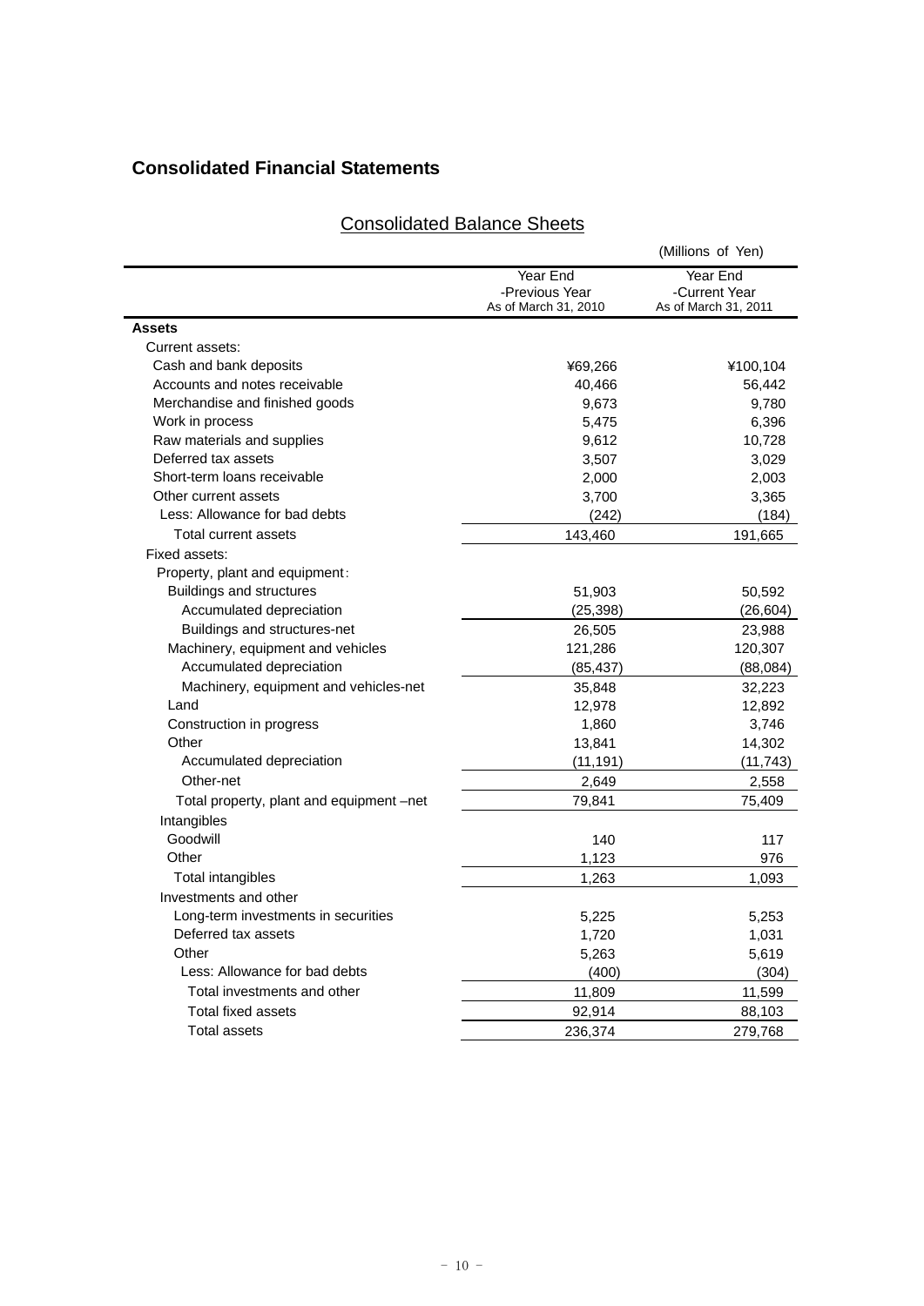## Consolidated Financial Statements

### Consolidated Balance Sheets

(Millions of Yen)

| | Year End -Previous Year As of March 31, 2010 | Year End -Current Year As of March 31, 2011 |
|---|---|---|
| **Assets** | | |
| Current assets: | | |
| Cash and bank deposits | ¥69,266 | ¥100,104 |
| Accounts and notes receivable | 40,466 | 56,442 |
| Merchandise and finished goods | 9,673 | 9,780 |
| Work in process | 5,475 | 6,396 |
| Raw materials and supplies | 9,612 | 10,728 |
| Deferred tax assets | 3,507 | 3,029 |
| Short-term loans receivable | 2,000 | 2,003 |
| Other current assets | 3,700 | 3,365 |
| Less: Allowance for bad debts | (242) | (184) |
| Total current assets | 143,460 | 191,665 |
| Fixed assets: | | |
| Property, plant and equipment: | | |
| Buildings and structures | 51,903 | 50,592 |
| Accumulated depreciation | (25,398) | (26,604) |
| Buildings and structures-net | 26,505 | 23,988 |
| Machinery, equipment and vehicles | 121,286 | 120,307 |
| Accumulated depreciation | (85,437) | (88,084) |
| Machinery, equipment and vehicles-net | 35,848 | 32,223 |
| Land | 12,978 | 12,892 |
| Construction in progress | 1,860 | 3,746 |
| Other | 13,841 | 14,302 |
| Accumulated depreciation | (11,191) | (11,743) |
| Other-net | 2,649 | 2,558 |
| Total property, plant and equipment –net | 79,841 | 75,409 |
| Intangibles | | |
| Goodwill | 140 | 117 |
| Other | 1,123 | 976 |
| Total intangibles | 1,263 | 1,093 |
| Investments and other | | |
| Long-term investments in securities | 5,225 | 5,253 |
| Deferred tax assets | 1,720 | 1,031 |
| Other | 5,263 | 5,619 |
| Less: Allowance for bad debts | (400) | (304) |
| Total investments and other | 11,809 | 11,599 |
| Total fixed assets | 92,914 | 88,103 |
| Total assets | 236,374 | 279,768 |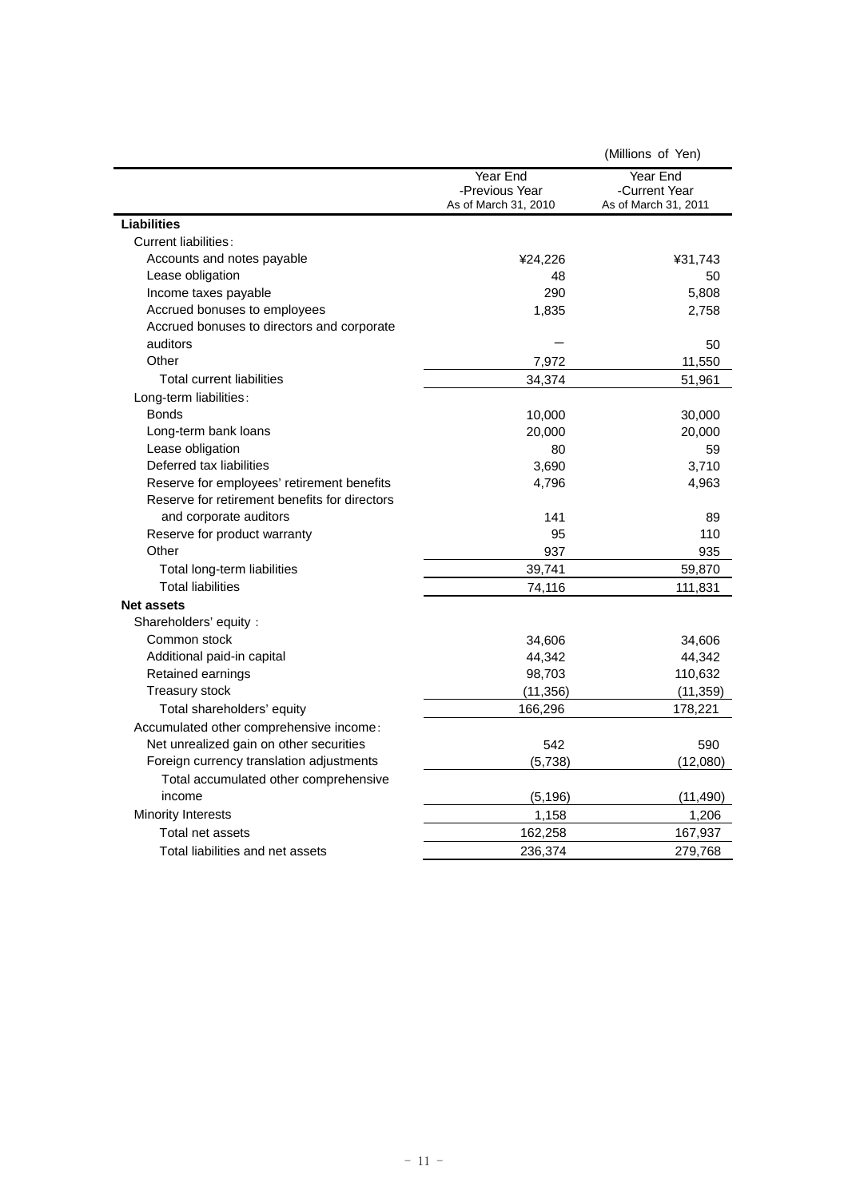(Millions of Yen)

| | Year End -Previous Year As of March 31, 2010 | Year End -Current Year As of March 31, 2011 |
|---|---|---|
| **Liabilities** | | |
| Current liabilities: | | |
| Accounts and notes payable | ¥24,226 | ¥31,743 |
| Lease obligation | 48 | 50 |
| Income taxes payable | 290 | 5,808 |
| Accrued bonuses to employees | 1,835 | 2,758 |
| Accrued bonuses to directors and corporate auditors | － | 50 |
| Other | 7,972 | 11,550 |
| Total current liabilities | 34,374 | 51,961 |
| Long-term liabilities: | | |
| Bonds | 10,000 | 30,000 |
| Long-term bank loans | 20,000 | 20,000 |
| Lease obligation | 80 | 59 |
| Deferred tax liabilities | 3,690 | 3,710 |
| Reserve for employees' retirement benefits | 4,796 | 4,963 |
| Reserve for retirement benefits for directors and corporate auditors | 141 | 89 |
| Reserve for product warranty | 95 | 110 |
| Other | 937 | 935 |
| Total long-term liabilities | 39,741 | 59,870 |
| Total liabilities | 74,116 | 111,831 |
| **Net assets** | | |
| Shareholders' equity : | | |
| Common stock | 34,606 | 34,606 |
| Additional paid-in capital | 44,342 | 44,342 |
| Retained earnings | 98,703 | 110,632 |
| Treasury stock | (11,356) | (11,359) |
| Total shareholders' equity | 166,296 | 178,221 |
| Accumulated other comprehensive income: | | |
| Net unrealized gain on other securities | 542 | 590 |
| Foreign currency translation adjustments | (5,738) | (12,080) |
| Total accumulated other comprehensive income | (5,196) | (11,490) |
| Minority Interests | 1,158 | 1,206 |
| Total net assets | 162,258 | 167,937 |
| Total liabilities and net assets | 236,374 | 279,768 |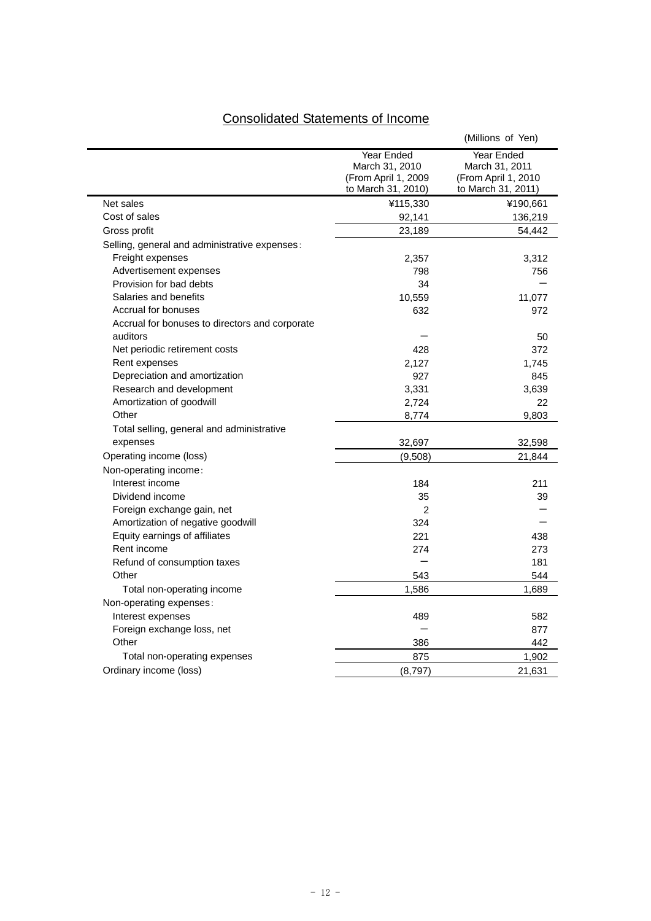# Consolidated Statements of Income

(Millions of Yen)

| | Year Ended March 31, 2010 (From April 1, 2009 to March 31, 2010) | Year Ended March 31, 2011 (From April 1, 2010 to March 31, 2011) |
|---|---|---|
| Net sales | ¥115,330 | ¥190,661 |
| Cost of sales | 92,141 | 136,219 |
| Gross profit | 23,189 | 54,442 |
| Selling, general and administrative expenses: | | |
| Freight expenses | 2,357 | 3,312 |
| Advertisement expenses | 798 | 756 |
| Provision for bad debts | 34 | − |
| Salaries and benefits | 10,559 | 11,077 |
| Accrual for bonuses | 632 | 972 |
| Accrual for bonuses to directors and corporate auditors | − | 50 |
| Net periodic retirement costs | 428 | 372 |
| Rent expenses | 2,127 | 1,745 |
| Depreciation and amortization | 927 | 845 |
| Research and development | 3,331 | 3,639 |
| Amortization of goodwill | 2,724 | 22 |
| Other | 8,774 | 9,803 |
| Total selling, general and administrative expenses | 32,697 | 32,598 |
| Operating income (loss) | (9,508) | 21,844 |
| Non-operating income: | | |
| Interest income | 184 | 211 |
| Dividend income | 35 | 39 |
| Foreign exchange gain, net | 2 | − |
| Amortization of negative goodwill | 324 | − |
| Equity earnings of affiliates | 221 | 438 |
| Rent income | 274 | 273 |
| Refund of consumption taxes | − | 181 |
| Other | 543 | 544 |
| Total non-operating income | 1,586 | 1,689 |
| Non-operating expenses: | | |
| Interest expenses | 489 | 582 |
| Foreign exchange loss, net | − | 877 |
| Other | 386 | 442 |
| Total non-operating expenses | 875 | 1,902 |
| Ordinary income (loss) | (8,797) | 21,631 |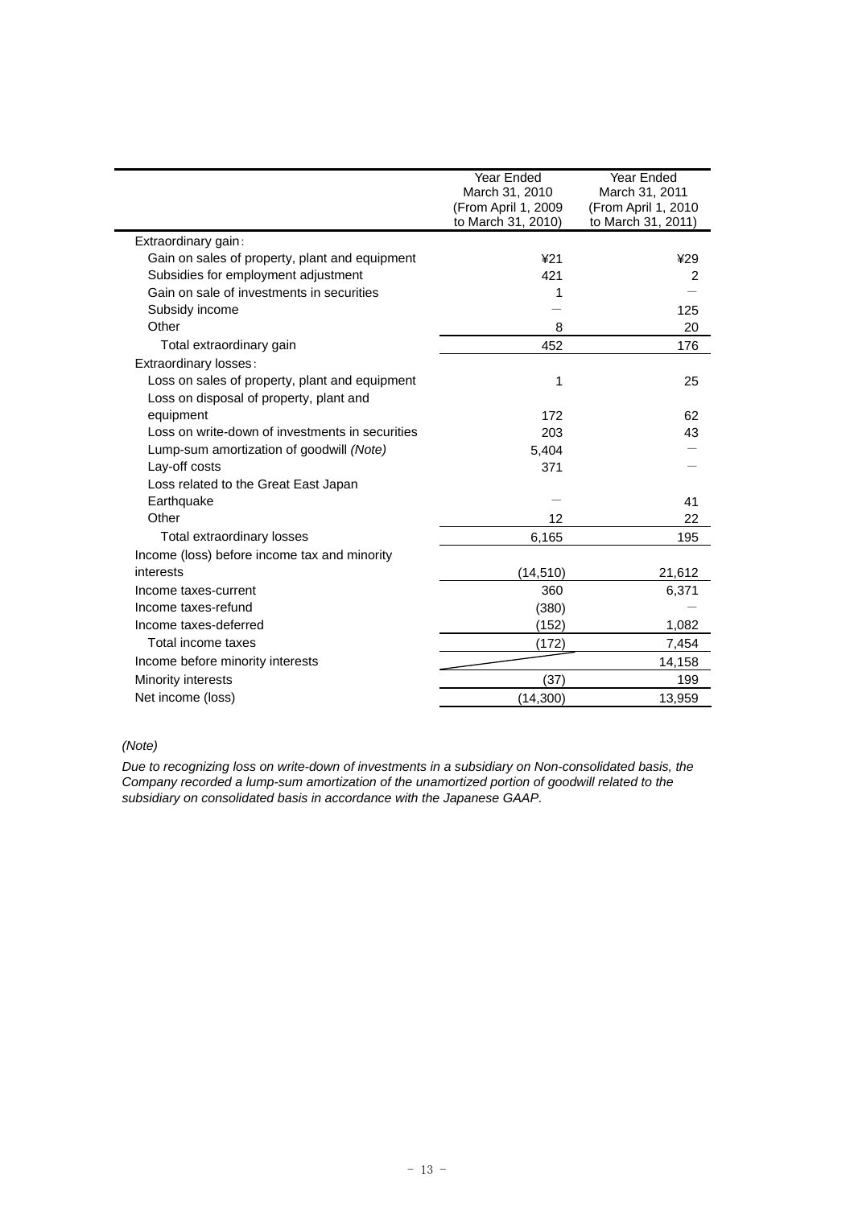| | Year Ended March 31, 2010 (From April 1, 2009 to March 31, 2010) | Year Ended March 31, 2011 (From April 1, 2010 to March 31, 2011) |
|---|---|---|
| Extraordinary gain : | | |
| Gain on sales of property, plant and equipment | ¥21 | ¥29 |
| Subsidies for employment adjustment | 421 | 2 |
| Gain on sale of investments in securities | 1 | － |
| Subsidy income | － | 125 |
| Other | 8 | 20 |
| Total extraordinary gain | 452 | 176 |
| Extraordinary losses : | | |
| Loss on sales of property, plant and equipment | 1 | 25 |
| Loss on disposal of property, plant and equipment | 172 | 62 |
| Loss on write-down of investments in securities | 203 | 43 |
| Lump-sum amortization of goodwill *(Note)* | 5,404 | － |
| Lay-off costs | 371 | － |
| Loss related to the Great East Japan Earthquake | － | 41 |
| Other | 12 | 22 |
| Total extraordinary losses | 6,165 | 195 |
| Income (loss) before income tax and minority interests | (14,510) | 21,612 |
| Income taxes-current | 360 | 6,371 |
| Income taxes-refund | (380) | － |
| Income taxes-deferred | (152) | 1,082 |
| Total income taxes | (172) | 7,454 |
| Income before minority interests | | 14,158 |
| Minority interests | (37) | 199 |
| Net income (loss) | (14,300) | 13,959 |

*(Note)*

*Due to recognizing loss on write-down of investments in a subsidiary on Non-consolidated basis, the Company recorded a lump-sum amortization of the unamortized portion of goodwill related to the subsidiary on consolidated basis in accordance with the Japanese GAAP.*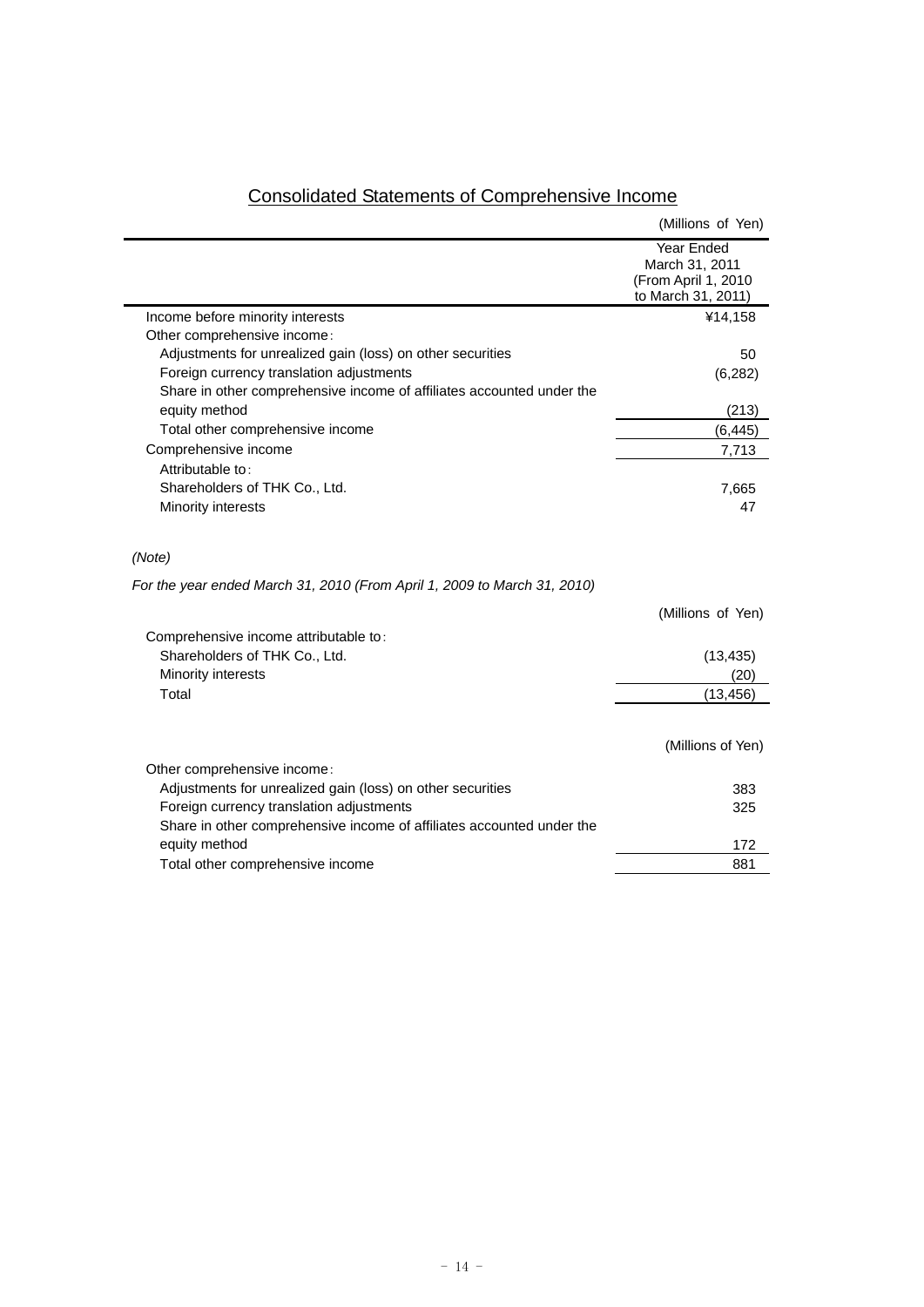## Consolidated Statements of Comprehensive Income

(Millions of Yen)

| | Year Ended March 31, 2011 (From April 1, 2010 to March 31, 2011) |
|---|---|
| Income before minority interests | ¥14,158 |
| Other comprehensive income: | |
| Adjustments for unrealized gain (loss) on other securities | 50 |
| Foreign currency translation adjustments | (6,282) |
| Share in other comprehensive income of affiliates accounted under the equity method | (213) |
| Total other comprehensive income | (6,445) |
| Comprehensive income | 7,713 |
| Attributable to: | |
| Shareholders of THK Co., Ltd. | 7,665 |
| Minority interests | 47 |

*(Note)*

*For the year ended March 31, 2010 (From April 1, 2009 to March 31, 2010)*

(Millions of Yen)

| | |
|---|---|
| Comprehensive income attributable to: | |
| Shareholders of THK Co., Ltd. | (13,435) |
| Minority interests | (20) |
| Total | (13,456) |

(Millions of Yen)

| | |
|---|---|
| Other comprehensive income: | |
| Adjustments for unrealized gain (loss) on other securities | 383 |
| Foreign currency translation adjustments | 325 |
| Share in other comprehensive income of affiliates accounted under the equity method | 172 |
| Total other comprehensive income | 881 |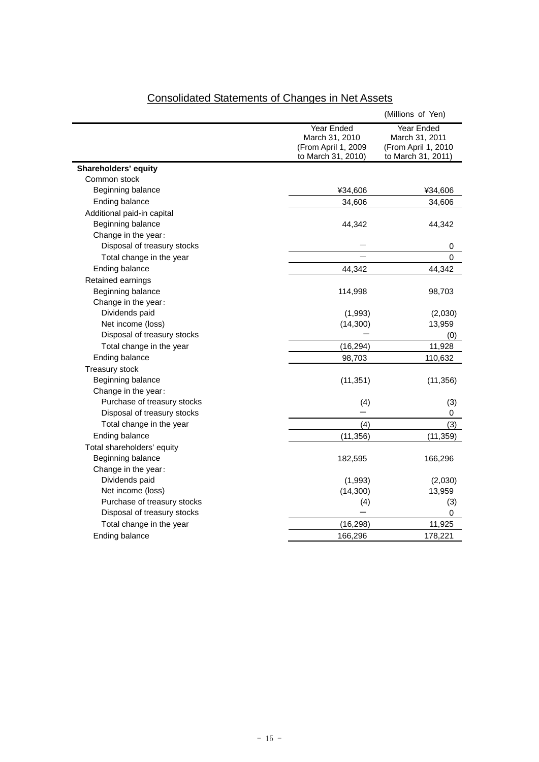# Consolidated Statements of Changes in Net Assets

(Millions of Yen)

| | Year Ended March 31, 2010 (From April 1, 2009 to March 31, 2010) | Year Ended March 31, 2011 (From April 1, 2010 to March 31, 2011) |
|---|---|---|
| **Shareholders' equity** | | |
| Common stock | | |
| Beginning balance | ¥34,606 | ¥34,606 |
| Ending balance | 34,606 | 34,606 |
| Additional paid-in capital | | |
| Beginning balance | 44,342 | 44,342 |
| Change in the year： | | |
| Disposal of treasury stocks | － | 0 |
| Total change in the year | － | 0 |
| Ending balance | 44,342 | 44,342 |
| Retained earnings | | |
| Beginning balance | 114,998 | 98,703 |
| Change in the year： | | |
| Dividends paid | (1,993) | (2,030) |
| Net income (loss) | (14,300) | 13,959 |
| Disposal of treasury stocks | ― | (0) |
| Total change in the year | (16,294) | 11,928 |
| Ending balance | 98,703 | 110,632 |
| Treasury stock | | |
| Beginning balance | (11,351) | (11,356) |
| Change in the year： | | |
| Purchase of treasury stocks | (4) | (3) |
| Disposal of treasury stocks | ― | 0 |
| Total change in the year | (4) | (3) |
| Ending balance | (11,356) | (11,359) |
| Total shareholders' equity | | |
| Beginning balance | 182,595 | 166,296 |
| Change in the year： | | |
| Dividends paid | (1,993) | (2,030) |
| Net income (loss) | (14,300) | 13,959 |
| Purchase of treasury stocks | (4) | (3) |
| Disposal of treasury stocks | ― | 0 |
| Total change in the year | (16,298) | 11,925 |
| Ending balance | 166,296 | 178,221 |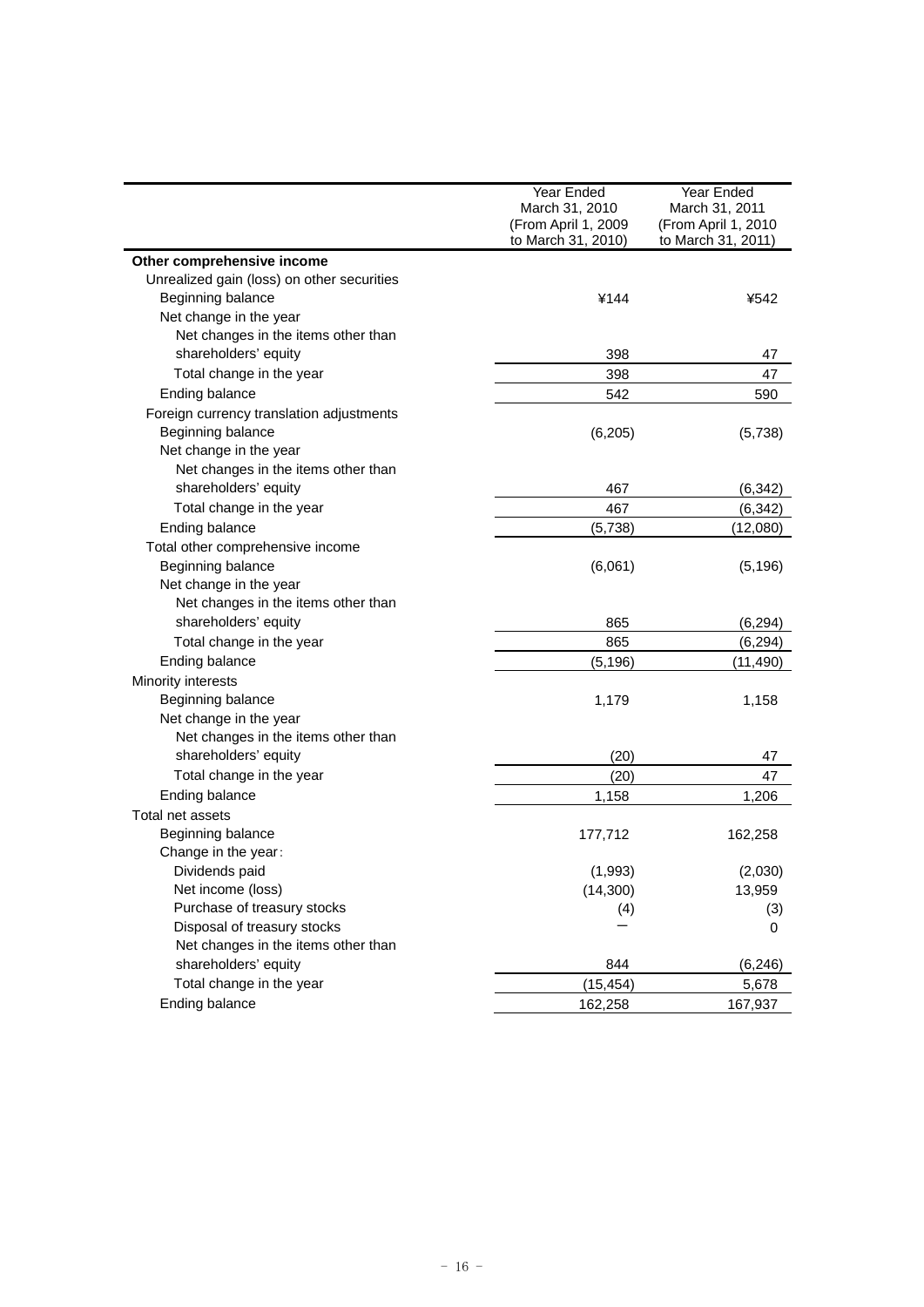| | Year Ended March 31, 2010 (From April 1, 2009 to March 31, 2010) | Year Ended March 31, 2011 (From April 1, 2010 to March 31, 2011) |
|---|---|---|
| **Other comprehensive income** | | |
| Unrealized gain (loss) on other securities | | |
| Beginning balance | ¥144 | ¥542 |
| Net change in the year | | |
| Net changes in the items other than shareholders' equity | 398 | 47 |
| Total change in the year | 398 | 47 |
| Ending balance | 542 | 590 |
| Foreign currency translation adjustments | | |
| Beginning balance | (6,205) | (5,738) |
| Net change in the year | | |
| Net changes in the items other than shareholders' equity | 467 | (6,342) |
| Total change in the year | 467 | (6,342) |
| Ending balance | (5,738) | (12,080) |
| Total other comprehensive income | | |
| Beginning balance | (6,061) | (5,196) |
| Net change in the year | | |
| Net changes in the items other than shareholders' equity | 865 | (6,294) |
| Total change in the year | 865 | (6,294) |
| Ending balance | (5,196) | (11,490) |
| Minority interests | | |
| Beginning balance | 1,179 | 1,158 |
| Net change in the year | | |
| Net changes in the items other than shareholders' equity | (20) | 47 |
| Total change in the year | (20) | 47 |
| Ending balance | 1,158 | 1,206 |
| Total net assets | | |
| Beginning balance | 177,712 | 162,258 |
| Change in the year： | | |
| Dividends paid | (1,993) | (2,030) |
| Net income (loss) | (14,300) | 13,959 |
| Purchase of treasury stocks | (4) | (3) |
| Disposal of treasury stocks | ー | 0 |
| Net changes in the items other than shareholders' equity | 844 | (6,246) |
| Total change in the year | (15,454) | 5,678 |
| Ending balance | 162,258 | 167,937 |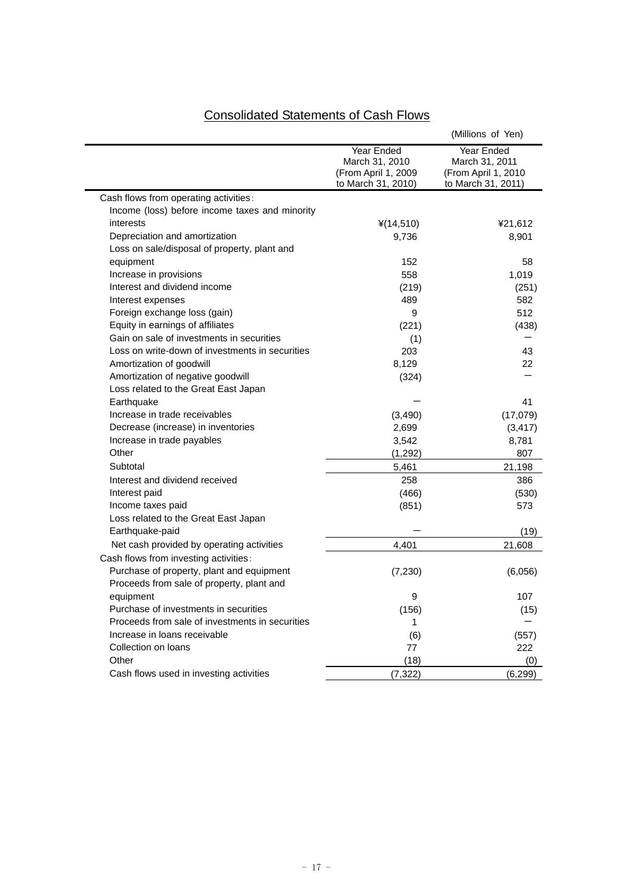## Consolidated Statements of Cash Flows

(Millions of Yen)

| | Year Ended March 31, 2010 (From April 1, 2009 to March 31, 2010) | Year Ended March 31, 2011 (From April 1, 2010 to March 31, 2011) |
|---|---|---|
| Cash flows from operating activities: | | |
| Income (loss) before income taxes and minority interests | ¥(14,510) | ¥21,612 |
| Depreciation and amortization | 9,736 | 8,901 |
| Loss on sale/disposal of property, plant and equipment | 152 | 58 |
| Increase in provisions | 558 | 1,019 |
| Interest and dividend income | (219) | (251) |
| Interest expenses | 489 | 582 |
| Foreign exchange loss (gain) | 9 | 512 |
| Equity in earnings of affiliates | (221) | (438) |
| Gain on sale of investments in securities | (1) | ― |
| Loss on write-down of investments in securities | 203 | 43 |
| Amortization of goodwill | 8,129 | 22 |
| Amortization of negative goodwill | (324) | ― |
| Loss related to the Great East Japan Earthquake | ― | 41 |
| Increase in trade receivables | (3,490) | (17,079) |
| Decrease (increase) in inventories | 2,699 | (3,417) |
| Increase in trade payables | 3,542 | 8,781 |
| Other | (1,292) | 807 |
| Subtotal | 5,461 | 21,198 |
| Interest and dividend received | 258 | 386 |
| Interest paid | (466) | (530) |
| Income taxes paid | (851) | 573 |
| Loss related to the Great East Japan Earthquake-paid | ― | (19) |
| Net cash provided by operating activities | 4,401 | 21,608 |
| Cash flows from investing activities: | | |
| Purchase of property, plant and equipment | (7,230) | (6,056) |
| Proceeds from sale of property, plant and equipment | 9 | 107 |
| Purchase of investments in securities | (156) | (15) |
| Proceeds from sale of investments in securities | 1 | ― |
| Increase in loans receivable | (6) | (557) |
| Collection on loans | 77 | 222 |
| Other | (18) | (0) |
| Cash flows used in investing activities | (7,322) | (6,299) |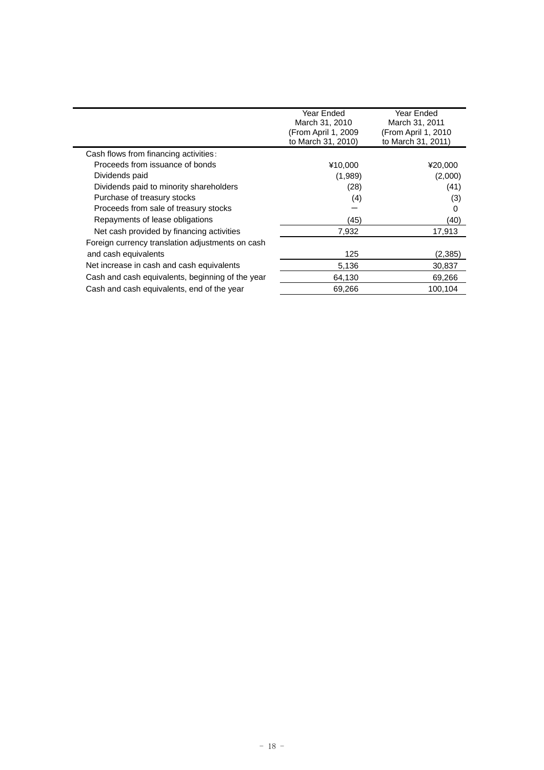| | Year Ended March 31, 2010 (From April 1, 2009 to March 31, 2010) | Year Ended March 31, 2011 (From April 1, 2010 to March 31, 2011) |
|---|---|---|
| Cash flows from financing activities: | | |
| Proceeds from issuance of bonds | ¥10,000 | ¥20,000 |
| Dividends paid | (1,989) | (2,000) |
| Dividends paid to minority shareholders | (28) | (41) |
| Purchase of treasury stocks | (4) | (3) |
| Proceeds from sale of treasury stocks | ー | 0 |
| Repayments of lease obligations | (45) | (40) |
| Net cash provided by financing activities | 7,932 | 17,913 |
| Foreign currency translation adjustments on cash and cash equivalents | 125 | (2,385) |
| Net increase in cash and cash equivalents | 5,136 | 30,837 |
| Cash and cash equivalents, beginning of the year | 64,130 | 69,266 |
| Cash and cash equivalents, end of the year | 69,266 | 100,104 |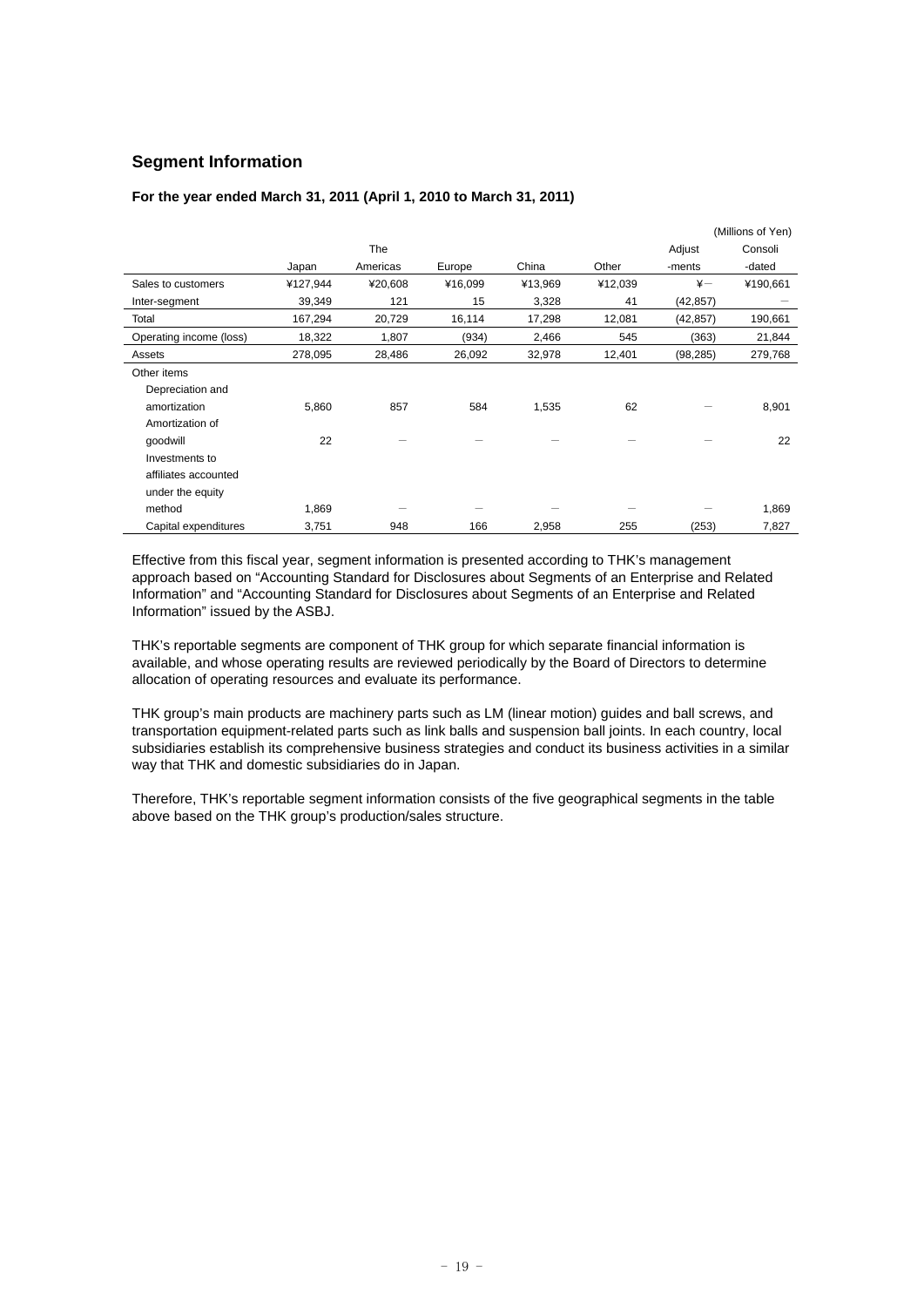## Segment Information

**For the year ended March 31, 2011 (April 1, 2010 to March 31, 2011)**

(Millions of Yen)

| | Japan | The Americas | Europe | China | Other | Adjustments | Consolidated |
|---|---|---|---|---|---|---|---|
| Sales to customers | ¥127,944 | ¥20,608 | ¥16,099 | ¥13,969 | ¥12,039 | ¥— | ¥190,661 |
| Inter-segment | 39,349 | 121 | 15 | 3,328 | 41 | (42,857) | — |
| Total | 167,294 | 20,729 | 16,114 | 17,298 | 12,081 | (42,857) | 190,661 |
| Operating income (loss) | 18,322 | 1,807 | (934) | 2,466 | 545 | (363) | 21,844 |
| Assets | 278,095 | 28,486 | 26,092 | 32,978 | 12,401 | (98,285) | 279,768 |
| Other items | | | | | | | |
| Depreciation and amortization | 5,860 | 857 | 584 | 1,535 | 62 | — | 8,901 |
| Amortization of goodwill | 22 | — | — | — | — | — | 22 |
| Investments to affiliates accounted under the equity method | 1,869 | — | — | — | — | — | 1,869 |
| Capital expenditures | 3,751 | 948 | 166 | 2,958 | 255 | (253) | 7,827 |

Effective from this fiscal year, segment information is presented according to THK's management approach based on "Accounting Standard for Disclosures about Segments of an Enterprise and Related Information" and "Accounting Standard for Disclosures about Segments of an Enterprise and Related Information" issued by the ASBJ.

THK's reportable segments are component of THK group for which separate financial information is available, and whose operating results are reviewed periodically by the Board of Directors to determine allocation of operating resources and evaluate its performance.

THK group's main products are machinery parts such as LM (linear motion) guides and ball screws, and transportation equipment-related parts such as link balls and suspension ball joints. In each country, local subsidiaries establish its comprehensive business strategies and conduct its business activities in a similar way that THK and domestic subsidiaries do in Japan.

Therefore, THK's reportable segment information consists of the five geographical segments in the table above based on the THK group's production/sales structure.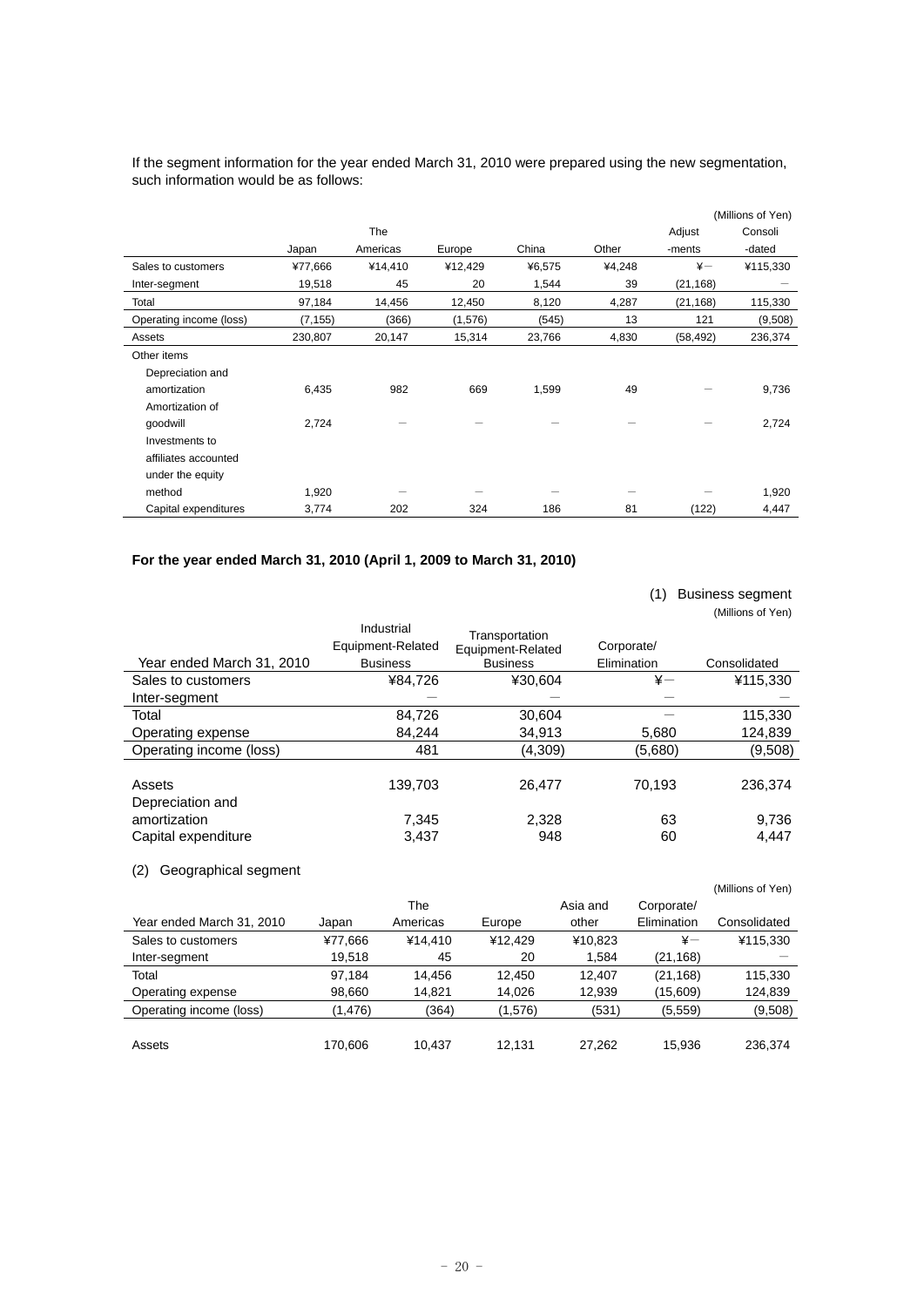If the segment information for the year ended March 31, 2010 were prepared using the new segmentation, such information would be as follows:

(Millions of Yen)

| | Japan | The Americas | Europe | China | Other | Adjust -ments | Consoli -dated |
|---|---|---|---|---|---|---|---|
| Sales to customers | ¥77,666 | ¥14,410 | ¥12,429 | ¥6,575 | ¥4,248 | ¥— | ¥115,330 |
| Inter-segment | 19,518 | 45 | 20 | 1,544 | 39 | (21,168) | — |
| Total | 97,184 | 14,456 | 12,450 | 8,120 | 4,287 | (21,168) | 115,330 |
| Operating income (loss) | (7,155) | (366) | (1,576) | (545) | 13 | 121 | (9,508) |
| Assets | 230,807 | 20,147 | 15,314 | 23,766 | 4,830 | (58,492) | 236,374 |
| Other items | | | | | | | |
| Depreciation and amortization | 6,435 | 982 | 669 | 1,599 | 49 | — | 9,736 |
| Amortization of goodwill | 2,724 | — | — | — | — | — | 2,724 |
| Investments to affiliates accounted under the equity method | 1,920 | — | — | — | — | — | 1,920 |
| Capital expenditures | 3,774 | 202 | 324 | 186 | 81 | (122) | 4,447 |

**For the year ended March 31, 2010 (April 1, 2009 to March 31, 2010)**

(1) Business segment

(Millions of Yen)

| Year ended March 31, 2010 | Industrial Equipment-Related Business | Transportation Equipment-Related Business | Corporate/ Elimination | Consolidated |
|---|---|---|---|---|
| Sales to customers | ¥84,726 | ¥30,604 | ¥— | ¥115,330 |
| Inter-segment | — | — | — | — |
| Total | 84,726 | 30,604 | — | 115,330 |
| Operating expense | 84,244 | 34,913 | 5,680 | 124,839 |
| Operating income (loss) | 481 | (4,309) | (5,680) | (9,508) |
| Assets | 139,703 | 26,477 | 70,193 | 236,374 |
| Depreciation and amortization | 7,345 | 2,328 | 63 | 9,736 |
| Capital expenditure | 3,437 | 948 | 60 | 4,447 |

(2) Geographical segment

(Millions of Yen)

| Year ended March 31, 2010 | Japan | The Americas | Europe | Asia and other | Corporate/ Elimination | Consolidated |
|---|---|---|---|---|---|---|
| Sales to customers | ¥77,666 | ¥14,410 | ¥12,429 | ¥10,823 | ¥— | ¥115,330 |
| Inter-segment | 19,518 | 45 | 20 | 1,584 | (21,168) | — |
| Total | 97,184 | 14,456 | 12,450 | 12,407 | (21,168) | 115,330 |
| Operating expense | 98,660 | 14,821 | 14,026 | 12,939 | (15,609) | 124,839 |
| Operating income (loss) | (1,476) | (364) | (1,576) | (531) | (5,559) | (9,508) |
| Assets | 170,606 | 10,437 | 12,131 | 27,262 | 15,936 | 236,374 |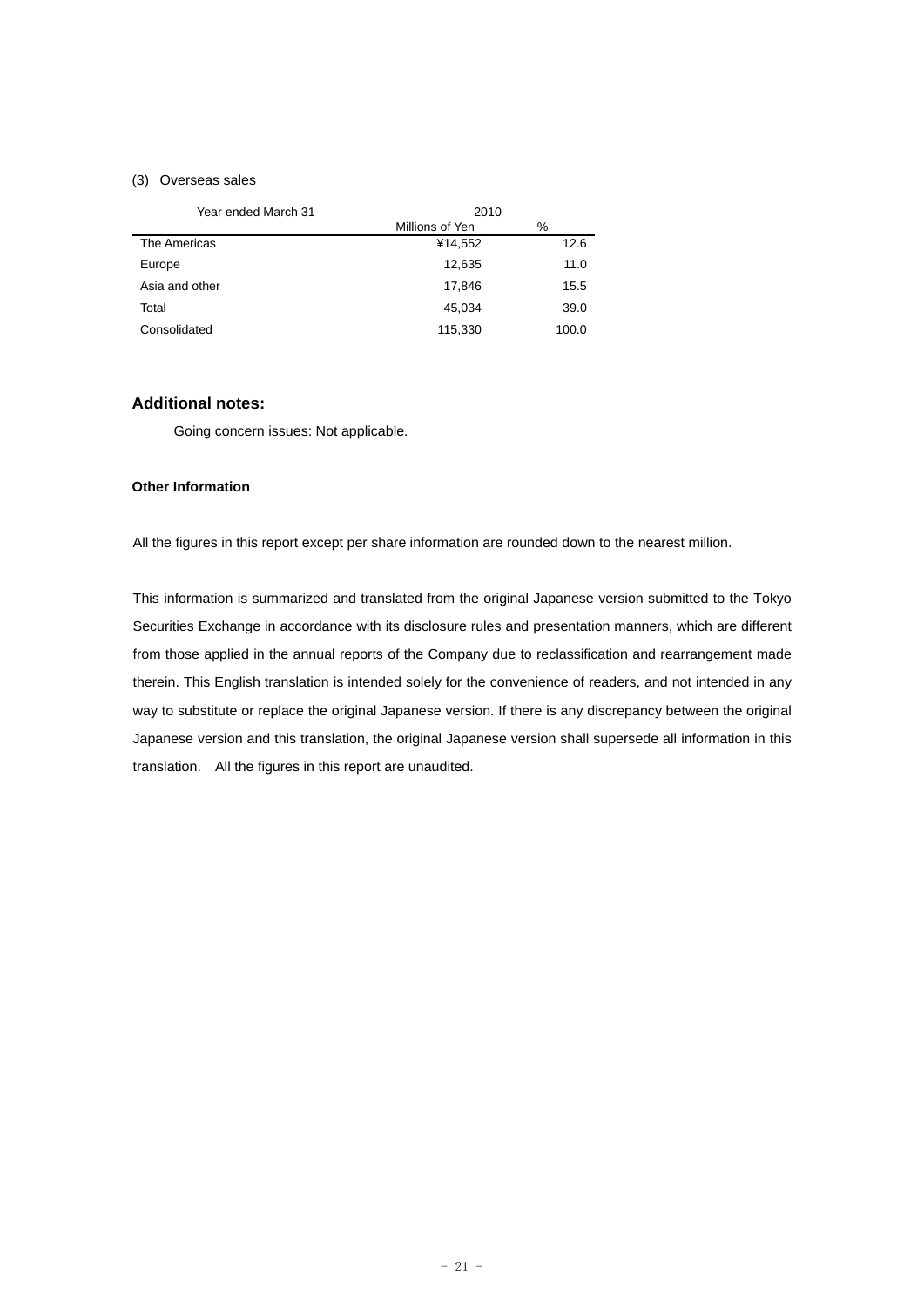(3) Overseas sales

| Year ended March 31 | 2010 | |
|---|---|---|
| | Millions of Yen | % |
| The Americas | ¥14,552 | 12.6 |
| Europe | 12,635 | 11.0 |
| Asia and other | 17,846 | 15.5 |
| Total | 45,034 | 39.0 |
| Consolidated | 115,330 | 100.0 |

## Additional notes:

Going concern issues: Not applicable.

### Other Information

All the figures in this report except per share information are rounded down to the nearest million.

This information is summarized and translated from the original Japanese version submitted to the Tokyo Securities Exchange in accordance with its disclosure rules and presentation manners, which are different from those applied in the annual reports of the Company due to reclassification and rearrangement made therein. This English translation is intended solely for the convenience of readers, and not intended in any way to substitute or replace the original Japanese version. If there is any discrepancy between the original Japanese version and this translation, the original Japanese version shall supersede all information in this translation. All the figures in this report are unaudited.